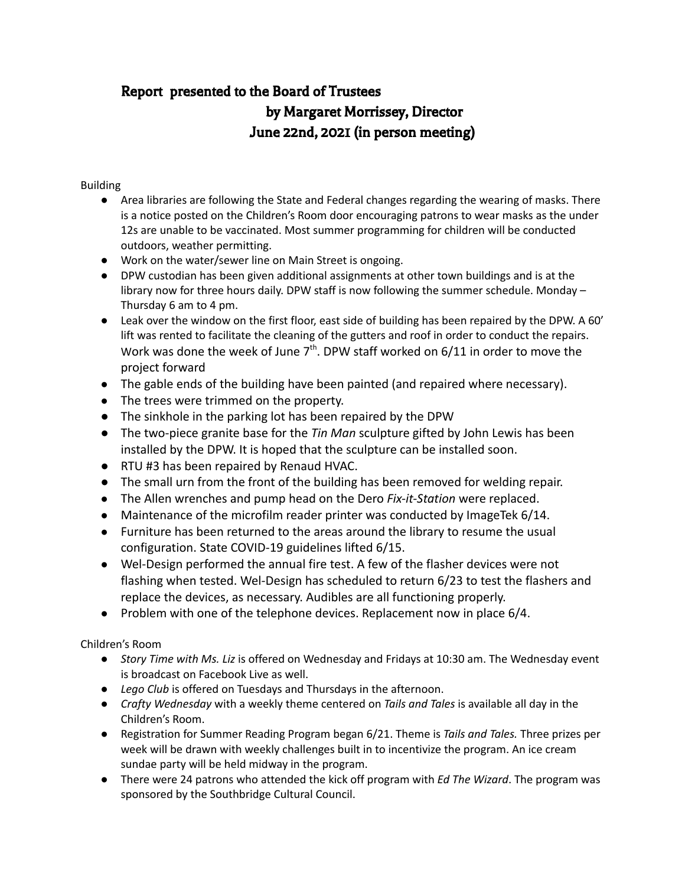# Report presented to the Board of Trustees

## by Margaret Morrissey, Director

## June 22nd, 2021 (in person meeting)

Building

- Area libraries are following the State and Federal changes regarding the wearing of masks. There is a notice posted on the Children's Room door encouraging patrons to wear masks as the under 12s are unable to be vaccinated. Most summer programming for children will be conducted outdoors, weather permitting.
- Work on the water/sewer line on Main Street is ongoing.
- DPW custodian has been given additional assignments at other town buildings and is at the library now for three hours daily. DPW staff is now following the summer schedule. Monday – Thursday 6 am to 4 pm.
- Leak over the window on the first floor, east side of building has been repaired by the DPW. A 60' lift was rented to facilitate the cleaning of the gutters and roof in order to conduct the repairs. Work was done the week of June 7th. DPW staff worked on 6/11 in order to move the project forward
- The gable ends of the building have been painted (and repaired where necessary).
- The trees were trimmed on the property.
- The sinkhole in the parking lot has been repaired by the DPW
- The two-piece granite base for the *Tin Man* sculpture gifted by John Lewis has been installed by the DPW. It is hoped that the sculpture can be installed soon.
- RTU #3 has been repaired by Renaud HVAC.
- The small urn from the front of the building has been removed for welding repair.
- The Allen wrenches and pump head on the Dero *Fix-it-Station* were replaced.
- Maintenance of the microfilm reader printer was conducted by ImageTek 6/14.
- Furniture has been returned to the areas around the library to resume the usual configuration. State COVID-19 guidelines lifted 6/15.
- Wel-Design performed the annual fire test. A few of the flasher devices were not flashing when tested. Wel-Design has scheduled to return 6/23 to test the flashers and replace the devices, as necessary. Audibles are all functioning properly.
- Problem with one of the telephone devices. Replacement now in place 6/4.

Children's Room

- *Story Time with Ms. Liz* is offered on Wednesday and Fridays at 10:30 am. The Wednesday event is broadcast on Facebook Live as well.
- *Lego Club* is offered on Tuesdays and Thursdays in the afternoon.
- *Crafty Wednesday* with a weekly theme centered on *Tails and Tales* is available all day in the Children's Room.
- Registration for Summer Reading Program began 6/21. Theme is *Tails and Tales.* Three prizes per week will be drawn with weekly challenges built in to incentivize the program. An ice cream sundae party will be held midway in the program.
- There were 24 patrons who attended the kick off program with *Ed The Wizard*. The program was sponsored by the Southbridge Cultural Council.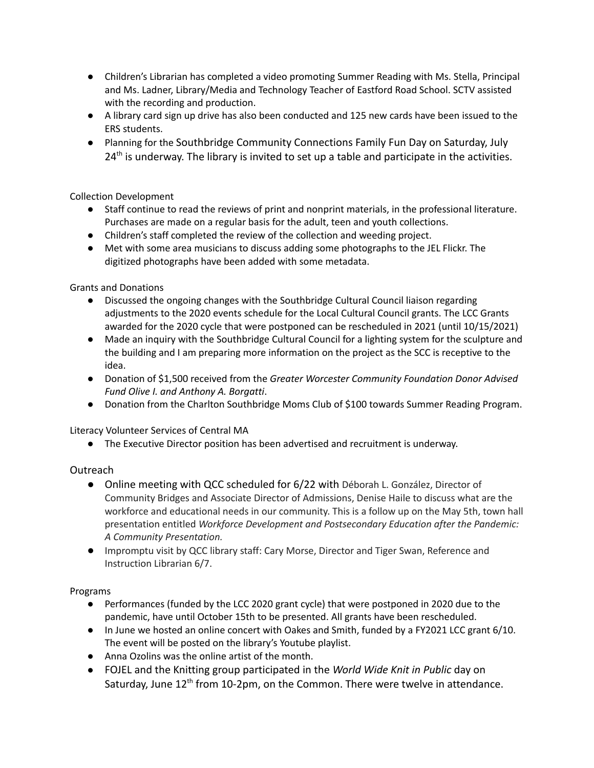- Children's Librarian has completed a video promoting Summer Reading with Ms. Stella, Principal and Ms. Ladner, Library/Media and Technology Teacher of Eastford Road School. SCTV assisted with the recording and production.
- A library card sign up drive has also been conducted and 125 new cards have been issued to the ERS students.
- Planning for the Southbridge Community Connections Family Fun Day on Saturday, July 24th is underway. The library is invited to set up a table and participate in the activities.

Collection Development

- Staff continue to read the reviews of print and nonprint materials, in the professional literature. Purchases are made on a regular basis for the adult, teen and youth collections.
- Children's staff completed the review of the collection and weeding project.
- Met with some area musicians to discuss adding some photographs to the JEL Flickr. The digitized photographs have been added with some metadata.

Grants and Donations

- Discussed the ongoing changes with the Southbridge Cultural Council liaison regarding adjustments to the 2020 events schedule for the Local Cultural Council grants. The LCC Grants awarded for the 2020 cycle that were postponed can be rescheduled in 2021 (until 10/15/2021)
- Made an inquiry with the Southbridge Cultural Council for a lighting system for the sculpture and the building and I am preparing more information on the project as the SCC is receptive to the idea.
- Donation of $1,500 received from the *Greater Worcester Community Foundation Donor Advised Fund Olive I. and Anthony A. Borgatti*.
- Donation from the Charlton Southbridge Moms Club of $100 towards Summer Reading Program.

Literacy Volunteer Services of Central MA

- The Executive Director position has been advertised and recruitment is underway.

Outreach

- Online meeting with QCC scheduled for 6/22 with Déborah L. González, Director of Community Bridges and Associate Director of Admissions, Denise Haile to discuss what are the workforce and educational needs in our community. This is a follow up on the May 5th, town hall presentation entitled *Workforce Development and Postsecondary Education after the Pandemic: A Community Presentation.*
- Impromptu visit by QCC library staff: Cary Morse, Director and Tiger Swan, Reference and Instruction Librarian 6/7.

Programs

- Performances (funded by the LCC 2020 grant cycle) that were postponed in 2020 due to the pandemic, have until October 15th to be presented. All grants have been rescheduled.
- In June we hosted an online concert with Oakes and Smith, funded by a FY2021 LCC grant 6/10. The event will be posted on the library's Youtube playlist.
- Anna Ozolins was the online artist of the month.
- FOJEL and the Knitting group participated in the *World Wide Knit in Public* day on Saturday, June 12th from 10-2pm, on the Common. There were twelve in attendance.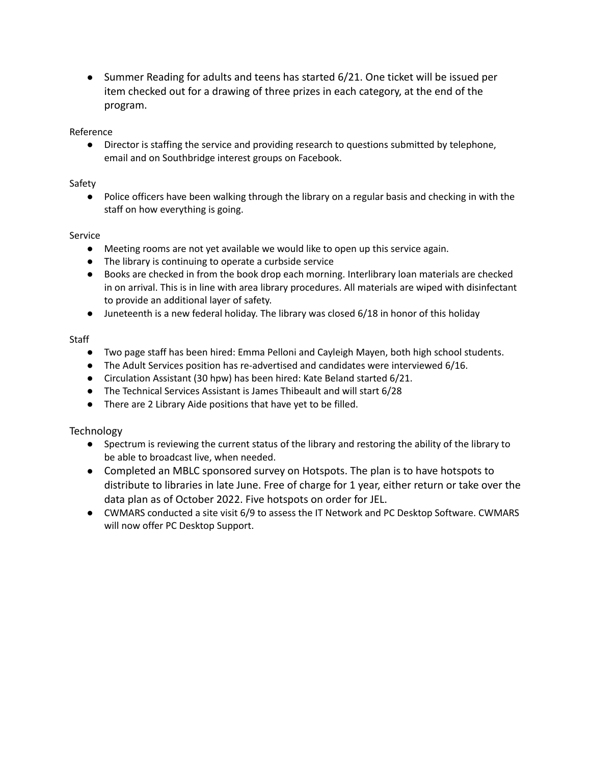- Summer Reading for adults and teens has started 6/21. One ticket will be issued per item checked out for a drawing of three prizes in each category, at the end of the program.

Reference

- Director is staffing the service and providing research to questions submitted by telephone, email and on Southbridge interest groups on Facebook.

Safety

- Police officers have been walking through the library on a regular basis and checking in with the staff on how everything is going.

Service

- Meeting rooms are not yet available we would like to open up this service again.
- The library is continuing to operate a curbside service
- Books are checked in from the book drop each morning. Interlibrary loan materials are checked in on arrival. This is in line with area library procedures. All materials are wiped with disinfectant to provide an additional layer of safety.
- Juneteenth is a new federal holiday. The library was closed 6/18 in honor of this holiday

Staff

- Two page staff has been hired: Emma Pelloni and Cayleigh Mayen, both high school students.
- The Adult Services position has re-advertised and candidates were interviewed 6/16.
- Circulation Assistant (30 hpw) has been hired: Kate Beland started 6/21.
- The Technical Services Assistant is James Thibeault and will start 6/28
- There are 2 Library Aide positions that have yet to be filled.

Technology

- Spectrum is reviewing the current status of the library and restoring the ability of the library to be able to broadcast live, when needed.
- Completed an MBLC sponsored survey on Hotspots. The plan is to have hotspots to distribute to libraries in late June. Free of charge for 1 year, either return or take over the data plan as of October 2022. Five hotspots on order for JEL.
- CWMARS conducted a site visit 6/9 to assess the IT Network and PC Desktop Software. CWMARS will now offer PC Desktop Support.